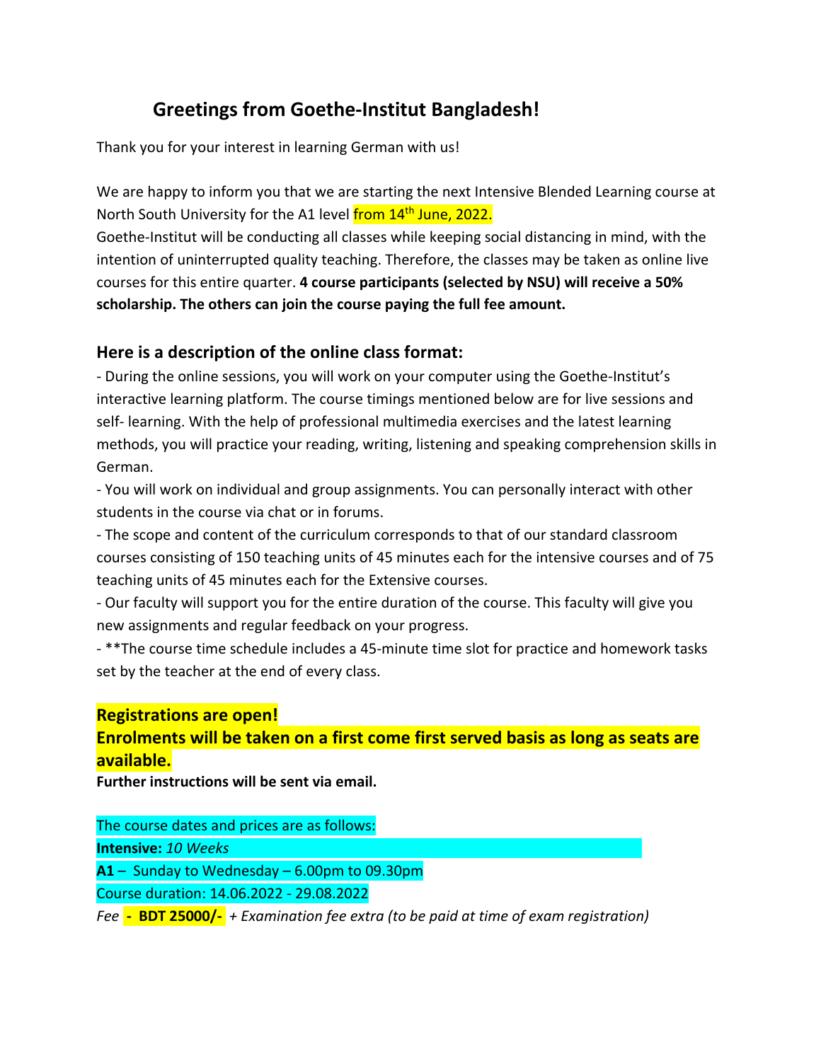# Greetings from Goethe-Institut Bangladesh!

Thank you for your interest in learning German with us!

We are happy to inform you that we are starting the next Intensive Blended Learning course at North South University for the A1 level from 14th June, 2022.
Goethe-Institut will be conducting all classes while keeping social distancing in mind, with the intention of uninterrupted quality teaching. Therefore, the classes may be taken as online live courses for this entire quarter. **4 course participants (selected by NSU) will receive a 50% scholarship. The others can join the course paying the full fee amount.**

## Here is a description of the online class format:

- During the online sessions, you will work on your computer using the Goethe-Institut's interactive learning platform. The course timings mentioned below are for live sessions and self- learning. With the help of professional multimedia exercises and the latest learning methods, you will practice your reading, writing, listening and speaking comprehension skills in German.
- You will work on individual and group assignments. You can personally interact with other students in the course via chat or in forums.
- The scope and content of the curriculum corresponds to that of our standard classroom courses consisting of 150 teaching units of 45 minutes each for the intensive courses and of 75 teaching units of 45 minutes each for the Extensive courses.
- Our faculty will support you for the entire duration of the course. This faculty will give you new assignments and regular feedback on your progress.
- **The course time schedule includes a 45-minute time slot for practice and homework tasks set by the teacher at the end of every class.

**Registrations are open!**
**Enrolments will be taken on a first come first served basis as long as seats are available.**
**Further instructions will be sent via email.**

The course dates and prices are as follows:
**Intensive:** *10 Weeks*
**A1** – Sunday to Wednesday – 6.00pm to 09.30pm
Course duration: 14.06.2022 - 29.08.2022
*Fee* **- BDT 25000/-** *+ Examination fee extra (to be paid at time of exam registration)*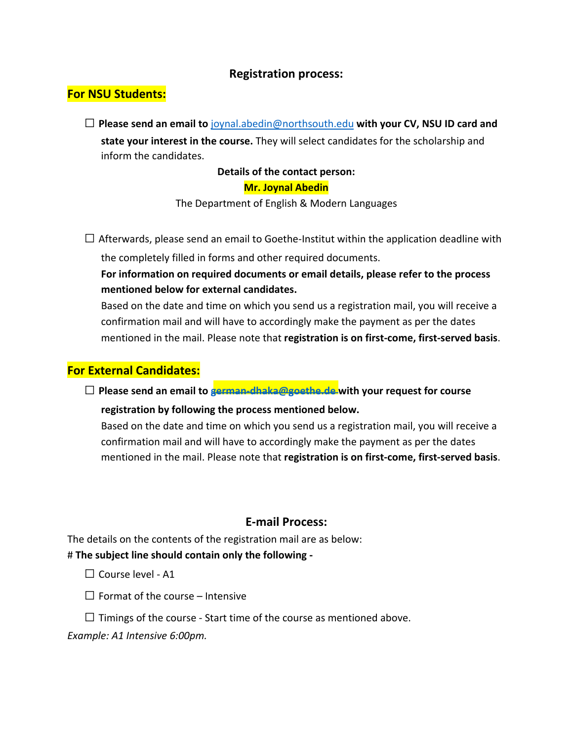## Registration process:

### For NSU Students:

- ☐ **Please send an email to** joynal.abedin@northsouth.edu **with your CV, NSU ID card and state your interest in the course.** They will select candidates for the scholarship and inform the candidates.

  **Details of the contact person:**

  **Mr. Joynal Abedin**

  The Department of English & Modern Languages

- ☐ Afterwards, please send an email to Goethe-Institut within the application deadline with the completely filled in forms and other required documents.

  **For information on required documents or email details, please refer to the process mentioned below for external candidates.**

  Based on the date and time on which you send us a registration mail, you will receive a confirmation mail and will have to accordingly make the payment as per the dates mentioned in the mail. Please note that **registration is on first-come, first-served basis**.

### For External Candidates:

- ☐ **Please send an email to** german-dhaka@goethe.de **with your request for course registration by following the process mentioned below.**

  Based on the date and time on which you send us a registration mail, you will receive a confirmation mail and will have to accordingly make the payment as per the dates mentioned in the mail. Please note that **registration is on first-come, first-served basis**.

## E-mail Process:

The details on the contents of the registration mail are as below:

# **The subject line should contain only the following -**

- ☐ Course level - A1
- ☐ Format of the course – Intensive
- ☐ Timings of the course - Start time of the course as mentioned above.

*Example: A1 Intensive 6:00pm.*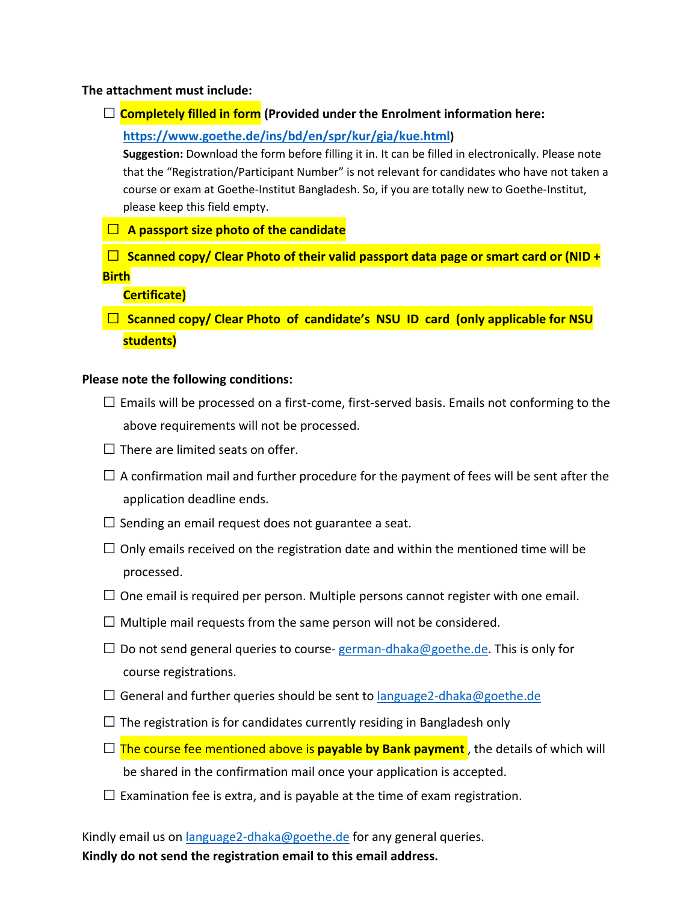**The attachment must include:**

- ☐ **Completely filled in form (Provided under the Enrolment information here: [https://www.goethe.de/ins/bd/en/spr/kur/gia/kue.html](https://www.goethe.de/ins/bd/en/spr/kur/gia/kue.html))**

  **Suggestion:** Download the form before filling it in. It can be filled in electronically. Please note that the "Registration/Participant Number" is not relevant for candidates who have not taken a course or exam at Goethe-Institut Bangladesh. So, if you are totally new to Goethe-Institut, please keep this field empty.
- ☐ **A passport size photo of the candidate**
- ☐ **Scanned copy/ Clear Photo of their valid passport data page or smart card or (NID + Birth Certificate)**
- ☐ **Scanned copy/ Clear Photo of candidate's NSU ID card (only applicable for NSU students)**

**Please note the following conditions:**

- ☐ Emails will be processed on a first-come, first-served basis. Emails not conforming to the above requirements will not be processed.
- ☐ There are limited seats on offer.
- ☐ A confirmation mail and further procedure for the payment of fees will be sent after the application deadline ends.
- ☐ Sending an email request does not guarantee a seat.
- ☐ Only emails received on the registration date and within the mentioned time will be processed.
- ☐ One email is required per person. Multiple persons cannot register with one email.
- ☐ Multiple mail requests from the same person will not be considered.
- ☐ Do not send general queries to course- [german-dhaka@goethe.de](mailto:german-dhaka@goethe.de). This is only for course registrations.
- ☐ General and further queries should be sent to [language2-dhaka@goethe.de](mailto:language2-dhaka@goethe.de)
- ☐ The registration is for candidates currently residing in Bangladesh only
- ☐ The course fee mentioned above is **payable by Bank payment** , the details of which will be shared in the confirmation mail once your application is accepted.
- ☐ Examination fee is extra, and is payable at the time of exam registration.

Kindly email us on [language2-dhaka@goethe.de](mailto:language2-dhaka@goethe.de) for any general queries.
**Kindly do not send the registration email to this email address.**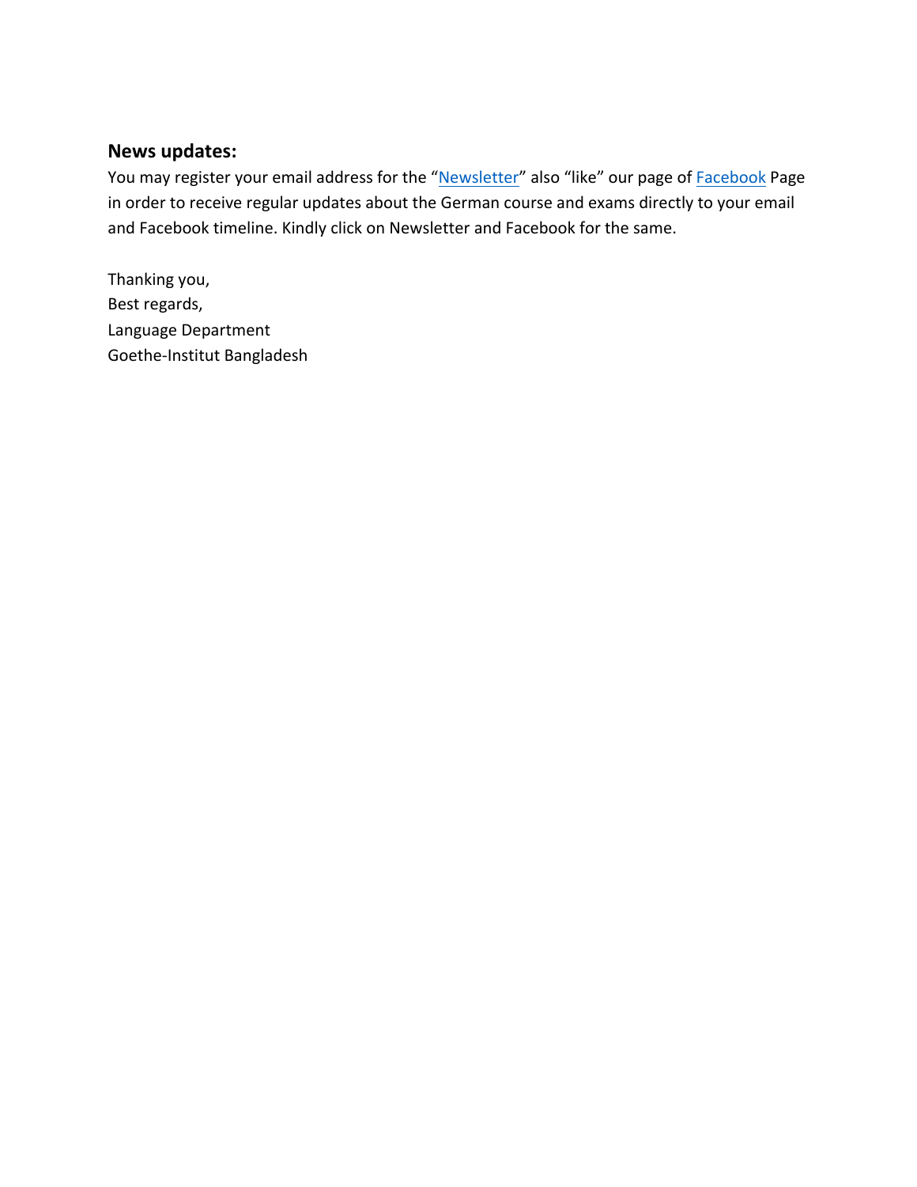### News updates:

You may register your email address for the "Newsletter" also "like" our page of Facebook Page in order to receive regular updates about the German course and exams directly to your email and Facebook timeline. Kindly click on Newsletter and Facebook for the same.

Thanking you,
Best regards,
Language Department
Goethe-Institut Bangladesh